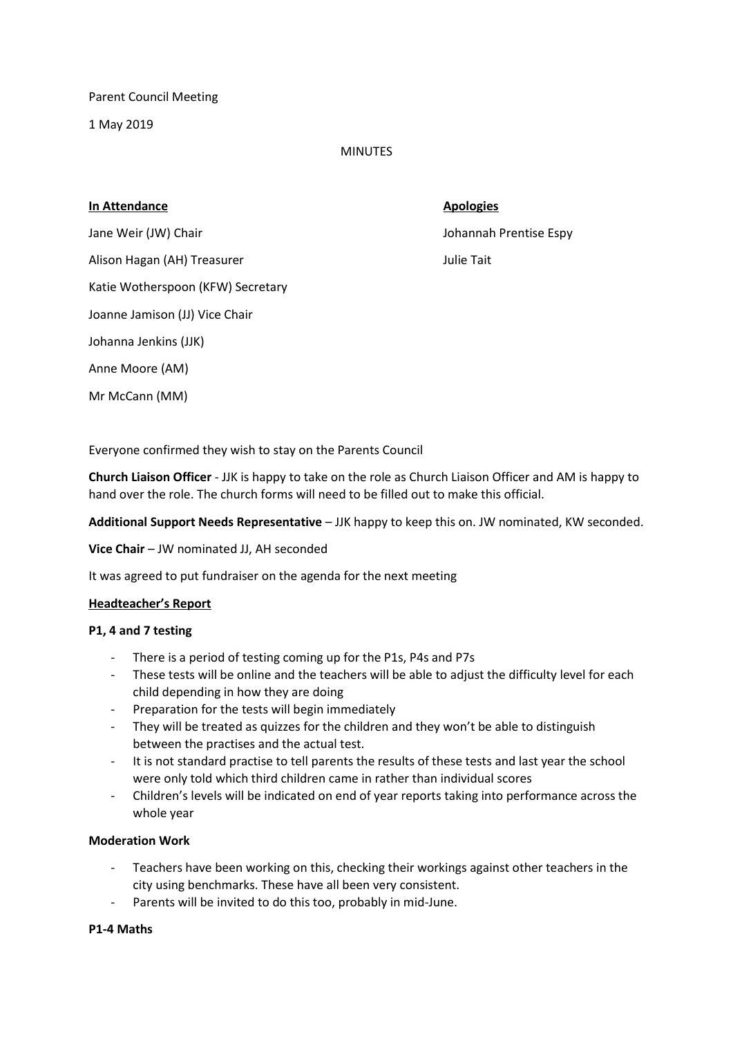Parent Council Meeting

1 May 2019

MINUTES

| **In Attendance** | **Apologies** |
| --- | --- |
| Jane Weir (JW) Chair | Johannah Prentise Espy |
| Alison Hagan (AH) Treasurer | Julie Tait |
| Katie Wotherspoon (KFW) Secretary | |
| Joanne Jamison (JJ) Vice Chair | |
| Johanna Jenkins (JJK) | |
| Anne Moore (AM) | |
| Mr McCann (MM) | |

Everyone confirmed they wish to stay on the Parents Council

**Church Liaison Officer** - JJK is happy to take on the role as Church Liaison Officer and AM is happy to hand over the role. The church forms will need to be filled out to make this official.

**Additional Support Needs Representative** – JJK happy to keep this on. JW nominated, KW seconded.

**Vice Chair** – JW nominated JJ, AH seconded

It was agreed to put fundraiser on the agenda for the next meeting

**Headteacher's Report**

**P1, 4 and 7 testing**

- There is a period of testing coming up for the P1s, P4s and P7s
- These tests will be online and the teachers will be able to adjust the difficulty level for each child depending in how they are doing
- Preparation for the tests will begin immediately
- They will be treated as quizzes for the children and they won't be able to distinguish between the practises and the actual test.
- It is not standard practise to tell parents the results of these tests and last year the school were only told which third children came in rather than individual scores
- Children's levels will be indicated on end of year reports taking into performance across the whole year

**Moderation Work**

- Teachers have been working on this, checking their workings against other teachers in the city using benchmarks. These have all been very consistent.
- Parents will be invited to do this too, probably in mid-June.

**P1-4 Maths**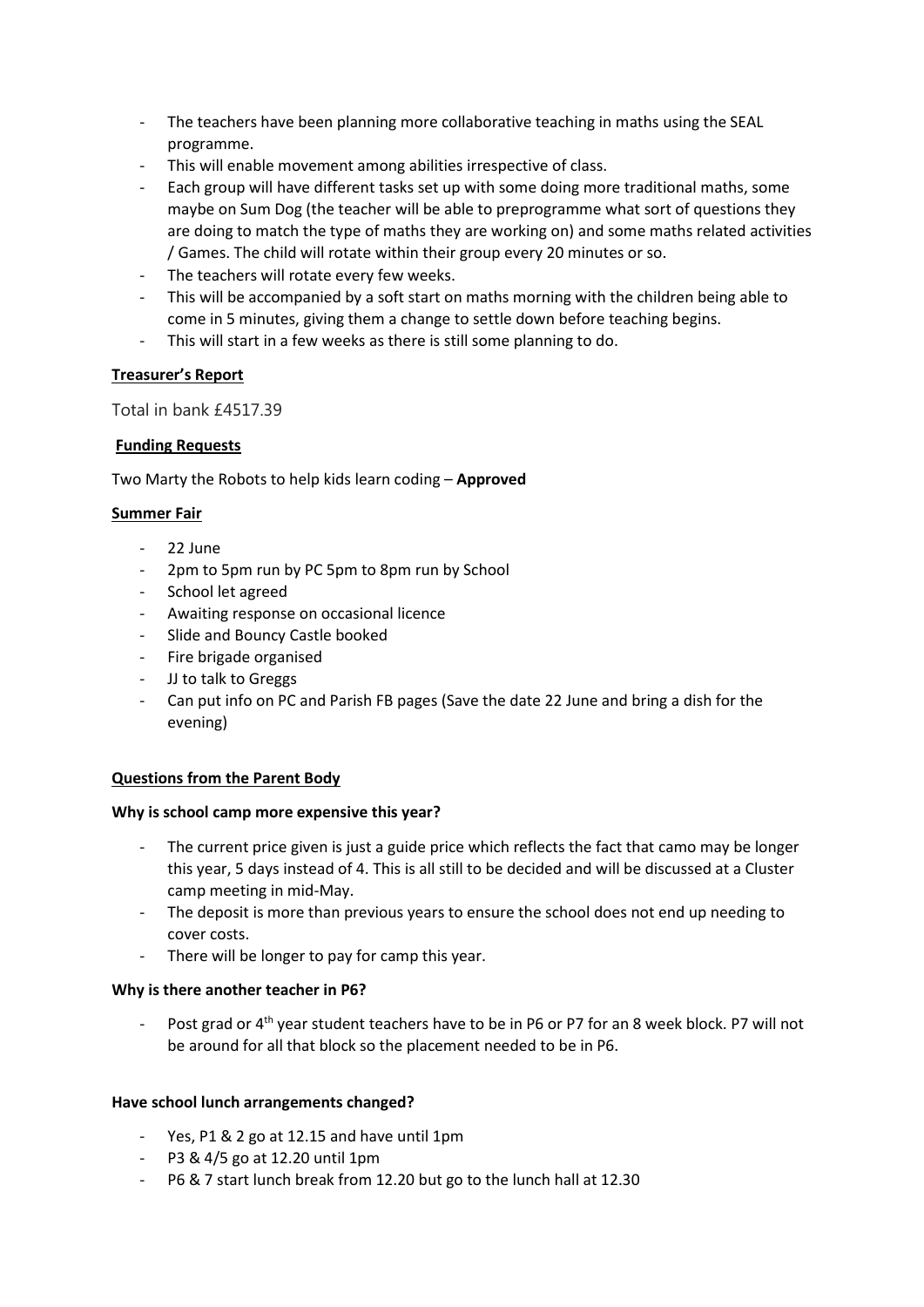- The teachers have been planning more collaborative teaching in maths using the SEAL programme.
- This will enable movement among abilities irrespective of class.
- Each group will have different tasks set up with some doing more traditional maths, some maybe on Sum Dog (the teacher will be able to preprogramme what sort of questions they are doing to match the type of maths they are working on) and some maths related activities / Games. The child will rotate within their group every 20 minutes or so.
- The teachers will rotate every few weeks.
- This will be accompanied by a soft start on maths morning with the children being able to come in 5 minutes, giving them a change to settle down before teaching begins.
- This will start in a few weeks as there is still some planning to do.

**Treasurer's Report**

Total in bank £4517.39

**Funding Requests**

Two Marty the Robots to help kids learn coding – **Approved**

**Summer Fair**

- 22 June
- 2pm to 5pm run by PC 5pm to 8pm run by School
- School let agreed
- Awaiting response on occasional licence
- Slide and Bouncy Castle booked
- Fire brigade organised
- JJ to talk to Greggs
- Can put info on PC and Parish FB pages (Save the date 22 June and bring a dish for the evening)

**Questions from the Parent Body**

**Why is school camp more expensive this year?**

- The current price given is just a guide price which reflects the fact that camo may be longer this year, 5 days instead of 4. This is all still to be decided and will be discussed at a Cluster camp meeting in mid-May.
- The deposit is more than previous years to ensure the school does not end up needing to cover costs.
- There will be longer to pay for camp this year.

**Why is there another teacher in P6?**

- Post grad or 4th year student teachers have to be in P6 or P7 for an 8 week block. P7 will not be around for all that block so the placement needed to be in P6.

**Have school lunch arrangements changed?**

- Yes, P1 & 2 go at 12.15 and have until 1pm
- P3 & 4/5 go at 12.20 until 1pm
- P6 & 7 start lunch break from 12.20 but go to the lunch hall at 12.30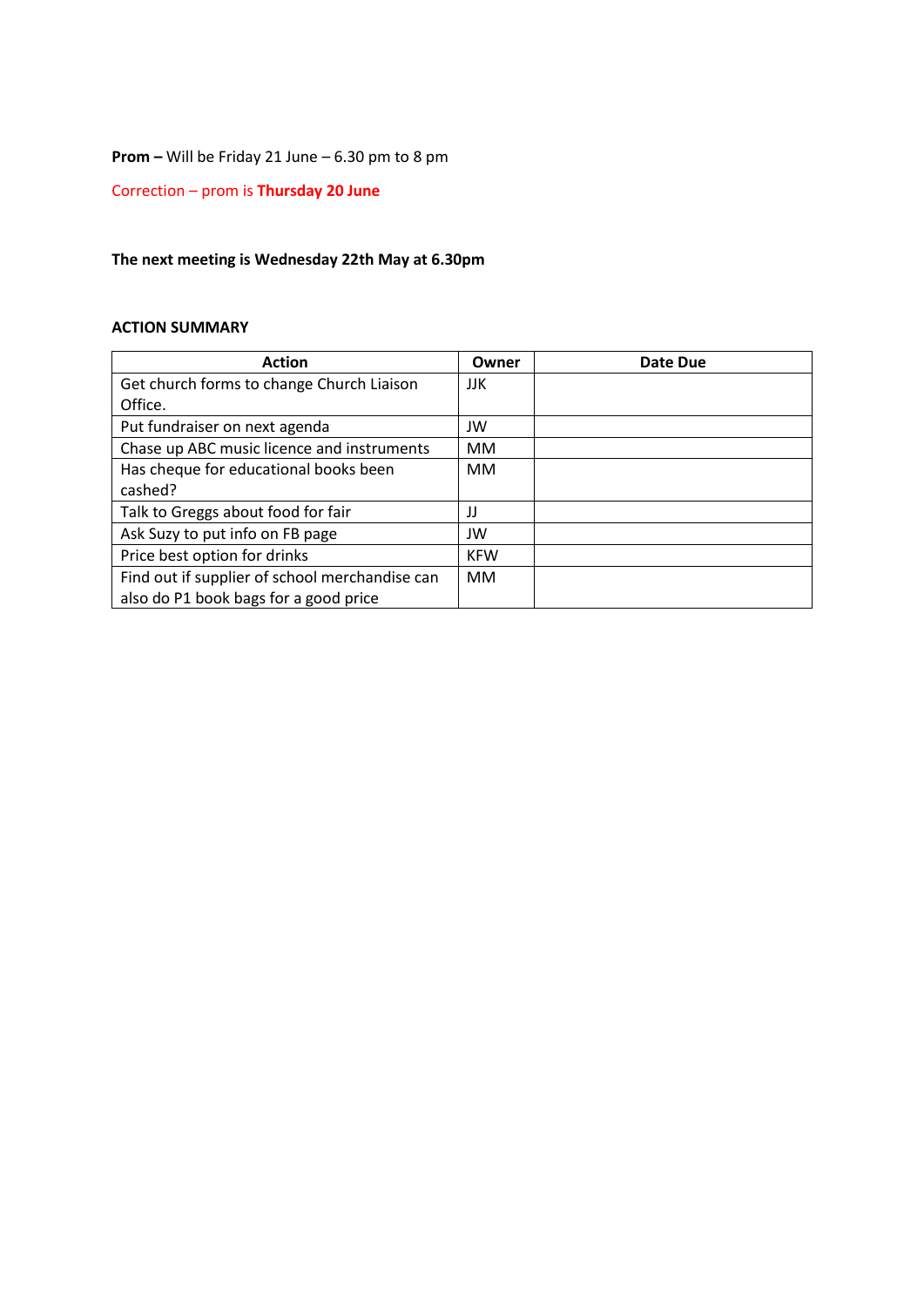**Prom –** Will be Friday 21 June – 6.30 pm to 8 pm

Correction – prom is **Thursday 20 June**

**The next meeting is Wednesday 22th May at 6.30pm**

**ACTION SUMMARY**

| Action | Owner | Date Due |
|---|---|---|
| Get church forms to change Church Liaison Office. | JJK | |
| Put fundraiser on next agenda | JW | |
| Chase up ABC music licence and instruments | MM | |
| Has cheque for educational books been cashed? | MM | |
| Talk to Greggs about food for fair | JJ | |
| Ask Suzy to put info on FB page | JW | |
| Price best option for drinks | KFW | |
| Find out if supplier of school merchandise can also do P1 book bags for a good price | MM | |